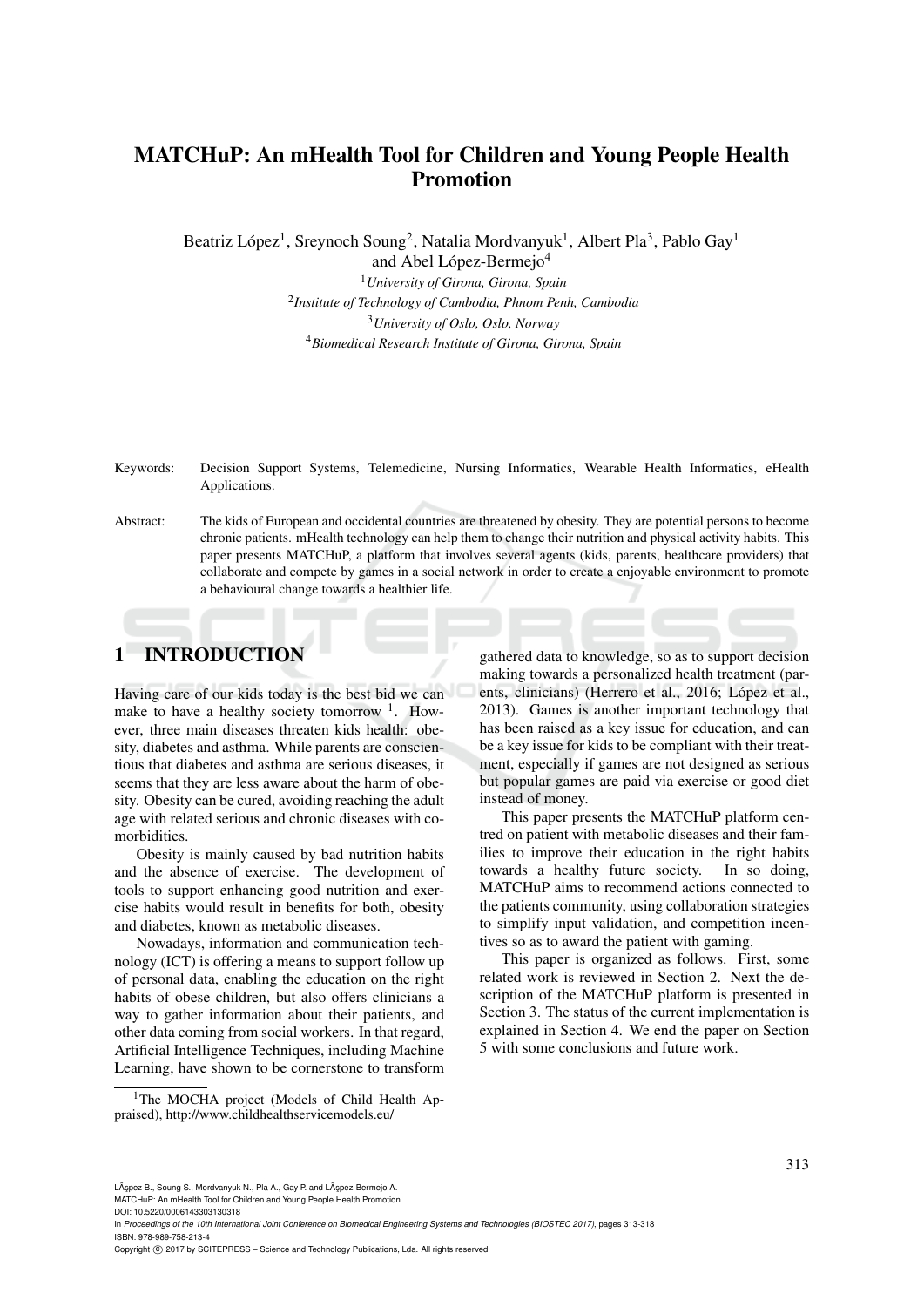# MATCHuP: An mHealth Tool for Children and Young People Health Promotion

Beatriz López[1], Sreynoch Soung[2], Natalia Mordvanyuk[1], Albert Pla[3], Pablo Gay[1] and Abel López-Bermejo[4]

[1] *University of Girona, Girona, Spain*
[2] *Institute of Technology of Cambodia, Phnom Penh, Cambodia*
[3] *University of Oslo, Oslo, Norway*
[4] *Biomedical Research Institute of Girona, Girona, Spain*

Keywords: Decision Support Systems, Telemedicine, Nursing Informatics, Wearable Health Informatics, eHealth Applications.

Abstract: The kids of European and occidental countries are threatened by obesity. They are potential persons to become chronic patients. mHealth technology can help them to change their nutrition and physical activity habits. This paper presents MATCHuP, a platform that involves several agents (kids, parents, healthcare providers) that collaborate and compete by games in a social network in order to create a enjoyable environment to promote a behavioural change towards a healthier life.

## 1 INTRODUCTION

Having care of our kids today is the best bid we can make to have a healthy society tomorrow [1]. However, three main diseases threaten kids health: obesity, diabetes and asthma. While parents are conscientious that diabetes and asthma are serious diseases, it seems that they are less aware about the harm of obesity. Obesity can be cured, avoiding reaching the adult age with related serious and chronic diseases with comorbidities.

Obesity is mainly caused by bad nutrition habits and the absence of exercise. The development of tools to support enhancing good nutrition and exercise habits would result in benefits for both, obesity and diabetes, known as metabolic diseases.

Nowadays, information and communication technology (ICT) is offering a means to support follow up of personal data, enabling the education on the right habits of obese children, but also offers clinicians a way to gather information about their patients, and other data coming from social workers. In that regard, Artificial Intelligence Techniques, including Machine Learning, have shown to be cornerstone to transform gathered data to knowledge, so as to support decision making towards a personalized health treatment (parents, clinicians) (Herrero et al., 2016; López et al., 2013). Games is another important technology that has been raised as a key issue for education, and can be a key issue for kids to be compliant with their treatment, especially if games are not designed as serious but popular games are paid via exercise or good diet instead of money.

This paper presents the MATCHuP platform centred on patient with metabolic diseases and their families to improve their education in the right habits towards a healthy future society. In so doing, MATCHuP aims to recommend actions connected to the patients community, using collaboration strategies to simplify input validation, and competition incentives so as to award the patient with gaming.

This paper is organized as follows. First, some related work is reviewed in Section 2. Next the description of the MATCHuP platform is presented in Section 3. The status of the current implementation is explained in Section 4. We end the paper on Section 5 with some conclusions and future work.

[1] The MOCHA project (Models of Child Health Appraised), http://www.childhealthservicemodels.eu/

LÃşpez B., Soung S., Mordvanyuk N., Pla A., Gay P. and LÃşpez-Bermejo A.
MATCHuP: An mHealth Tool for Children and Young People Health Promotion.
DOI: 10.5220/0006143303130318
In *Proceedings of the 10th International Joint Conference on Biomedical Engineering Systems and Technologies (BIOSTEC 2017)*, pages 313-318
ISBN: 978-989-758-213-4
Copyright © 2017 by SCITEPRESS – Science and Technology Publications, Lda. All rights reserved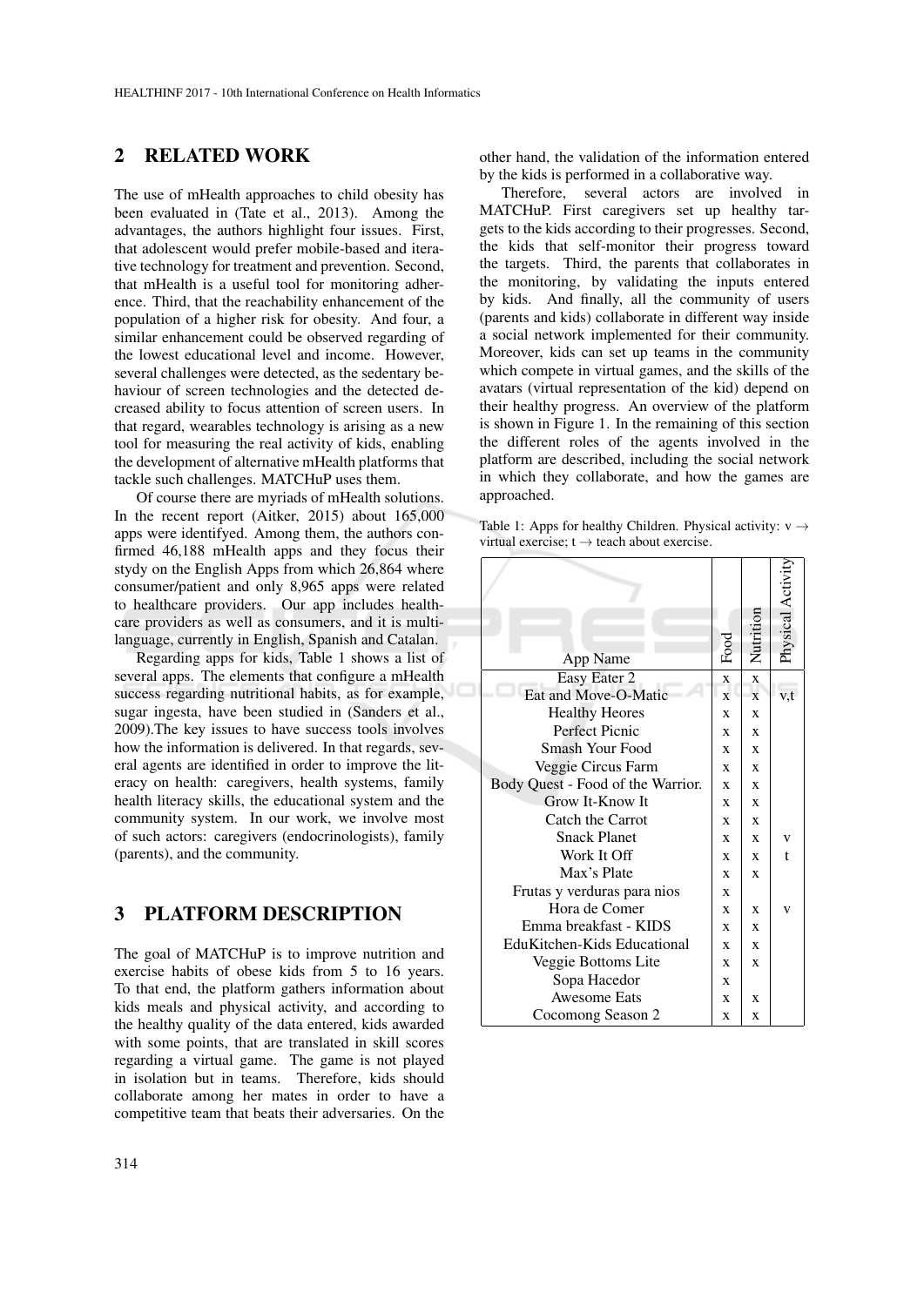## 2 RELATED WORK

The use of mHealth approaches to child obesity has been evaluated in (Tate et al., 2013). Among the advantages, the authors highlight four issues. First, that adolescent would prefer mobile-based and iterative technology for treatment and prevention. Second, that mHealth is a useful tool for monitoring adherence. Third, that the reachability enhancement of the population of a higher risk for obesity. And four, a similar enhancement could be observed regarding of the lowest educational level and income. However, several challenges were detected, as the sedentary behaviour of screen technologies and the detected decreased ability to focus attention of screen users. In that regard, wearables technology is arising as a new tool for measuring the real activity of kids, enabling the development of alternative mHealth platforms that tackle such challenges. MATCHuP uses them.

Of course there are myriads of mHealth solutions. In the recent report (Aitker, 2015) about 165,000 apps were identifyed. Among them, the authors confirmed 46,188 mHealth apps and they focus their stydy on the English Apps from which 26,864 where consumer/patient and only 8,965 apps were related to healthcare providers. Our app includes healthcare providers as well as consumers, and it is multi-language, currently in English, Spanish and Catalan.

Regarding apps for kids, Table 1 shows a list of several apps. The elements that configure a mHealth success regarding nutritional habits, as for example, sugar ingesta, have been studied in (Sanders et al., 2009).The key issues to have success tools involves how the information is delivered. In that regards, several agents are identified in order to improve the literacy on health: caregivers, health systems, family health literacy skills, the educational system and the community system. In our work, we involve most of such actors: caregivers (endocrinologists), family (parents), and the community.

## 3 PLATFORM DESCRIPTION

The goal of MATCHuP is to improve nutrition and exercise habits of obese kids from 5 to 16 years. To that end, the platform gathers information about kids meals and physical activity, and according to the healthy quality of the data entered, kids awarded with some points, that are translated in skill scores regarding a virtual game. The game is not played in isolation but in teams. Therefore, kids should collaborate among her mates in order to have a competitive team that beats their adversaries. On the other hand, the validation of the information entered by the kids is performed in a collaborative way.

Therefore, several actors are involved in MATCHuP. First caregivers set up healthy targets to the kids according to their progresses. Second, the kids that self-monitor their progress toward the targets. Third, the parents that collaborates in the monitoring, by validating the inputs entered by kids. And finally, all the community of users (parents and kids) collaborate in different way inside a social network implemented for their community. Moreover, kids can set up teams in the community which compete in virtual games, and the skills of the avatars (virtual representation of the kid) depend on their healthy progress. An overview of the platform is shown in Figure 1. In the remaining of this section the different roles of the agents involved in the platform are described, including the social network in which they collaborate, and how the games are approached.

Table 1: Apps for healthy Children. Physical activity: v $\rightarrow$ virtual exercise; t $\rightarrow$ teach about exercise.

| App Name | Food | Nutrition | Physical Activity |
|---|---|---|---|
| Easy Eater 2 | x | x | |
| Eat and Move-O-Matic | x | x | v,t |
| Healthy Heores | x | x | |
| Perfect Picnic | x | x | |
| Smash Your Food | x | x | |
| Veggie Circus Farm | x | x | |
| Body Quest - Food of the Warrior. | x | x | |
| Grow It-Know It | x | x | |
| Catch the Carrot | x | x | |
| Snack Planet | x | x | v |
| Work It Off | x | x | t |
| Max's Plate | x | x | |
| Frutas y verduras para nios | x | | |
| Hora de Comer | x | x | v |
| Emma breakfast - KIDS | x | x | |
| EduKitchen-Kids Educational | x | x | |
| Veggie Bottoms Lite | x | x | |
| Sopa Hacedor | x | | |
| Awesome Eats | x | x | |
| Cocomong Season 2 | x | x | |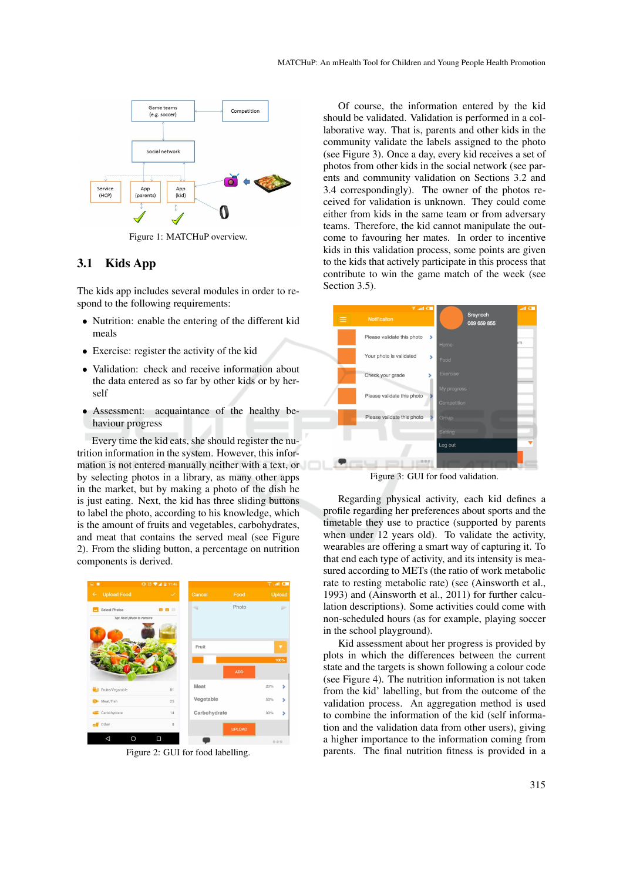Figure 1: MATCHuP overview.

## 3.1 Kids App

The kids app includes several modules in order to respond to the following requirements:

- Nutrition: enable the entering of the different kid meals
- Exercise: register the activity of the kid
- Validation: check and receive information about the data entered as so far by other kids or by herself
- Assessment: acquaintance of the healthy behaviour progress

Every time the kid eats, she should register the nutrition information in the system. However, this information is not entered manually neither with a text, or by selecting photos in a library, as many other apps in the market, but by making a photo of the dish he is just eating. Next, the kid has three sliding buttons to label the photo, according to his knowledge, which is the amount of fruits and vegetables, carbohydrates, and meat that contains the served meal (see Figure 2). From the sliding button, a percentage on nutrition components is derived.

Figure 2: GUI for food labelling.

Of course, the information entered by the kid should be validated. Validation is performed in a collaborative way. That is, parents and other kids in the community validate the labels assigned to the photo (see Figure 3). Once a day, every kid receives a set of photos from other kids in the social network (see parents and community validation on Sections 3.2 and 3.4 correspondingly). The owner of the photos received for validation is unknown. They could come either from kids in the same team or from adversary teams. Therefore, the kid cannot manipulate the outcome to favouring her mates. In order to incentive kids in this validation process, some points are given to the kids that actively participate in this process that contribute to win the game match of the week (see Section 3.5).

Figure 3: GUI for food validation.

Regarding physical activity, each kid defines a profile regarding her preferences about sports and the timetable they use to practice (supported by parents when under 12 years old). To validate the activity, wearables are offering a smart way of capturing it. To that end each type of activity, and its intensity is measured according to METs (the ratio of work metabolic rate to resting metabolic rate) (see (Ainsworth et al., 1993) and (Ainsworth et al., 2011) for further calculation descriptions). Some activities could come with non-scheduled hours (as for example, playing soccer in the school playground).

Kid assessment about her progress is provided by plots in which the differences between the current state and the targets is shown following a colour code (see Figure 4). The nutrition information is not taken from the kid' labelling, but from the outcome of the validation process. An aggregation method is used to combine the information of the kid (self information and the validation data from other users), giving a higher importance to the information coming from parents. The final nutrition fitness is provided in a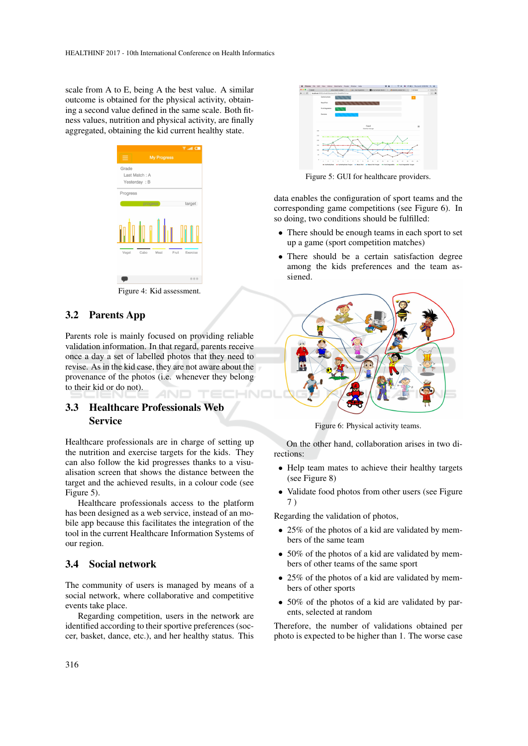scale from A to E, being A the best value. A similar outcome is obtained for the physical activity, obtaining a second value defined in the same scale. Both fitness values, nutrition and physical activity, are finally aggregated, obtaining the kid current healthy state.

Figure 4: Kid assessment.

## 3.2 Parents App

Parents role is mainly focused on providing reliable validation information. In that regard, parents receive once a day a set of labelled photos that they need to revise. As in the kid case, they are not aware about the provenance of the photos (i.e. whenever they belong to their kid or do not).

## 3.3 Healthcare Professionals Web Service

Healthcare professionals are in charge of setting up the nutrition and exercise targets for the kids. They can also follow the kid progresses thanks to a visualisation screen that shows the distance between the target and the achieved results, in a colour code (see Figure 5).

Healthcare professionals access to the platform has been designed as a web service, instead of an mobile app because this facilitates the integration of the tool in the current Healthcare Information Systems of our region.

## 3.4 Social network

The community of users is managed by means of a social network, where collaborative and competitive events take place.

Regarding competition, users in the network are identified according to their sportive preferences (soccer, basket, dance, etc.), and her healthy status. This

Figure 5: GUI for healthcare providers.

data enables the configuration of sport teams and the corresponding game competitions (see Figure 6). In so doing, two conditions should be fulfilled:

- There should be enough teams in each sport to set up a game (sport competition matches)
- There should be a certain satisfaction degree among the kids preferences and the team assigned.

Figure 6: Physical activity teams.

On the other hand, collaboration arises in two directions:

- Help team mates to achieve their healthy targets (see Figure 8)
- Validate food photos from other users (see Figure 7 )

Regarding the validation of photos,

- 25% of the photos of a kid are validated by members of the same team
- 50% of the photos of a kid are validated by members of other teams of the same sport
- 25% of the photos of a kid are validated by members of other sports
- 50% of the photos of a kid are validated by parents, selected at random

Therefore, the number of validations obtained per photo is expected to be higher than 1. The worse case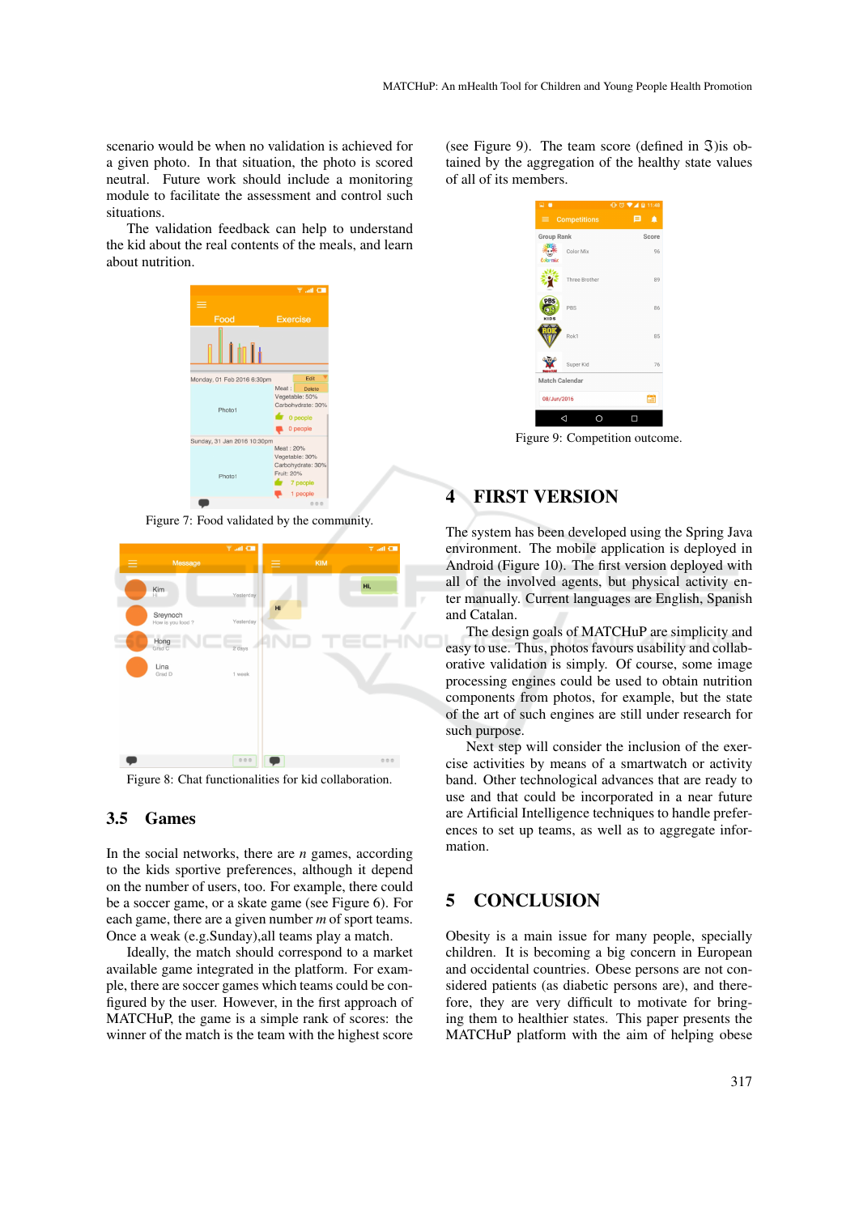scenario would be when no validation is achieved for a given photo. In that situation, the photo is scored neutral. Future work should include a monitoring module to facilitate the assessment and control such situations.

The validation feedback can help to understand the kid about the real contents of the meals, and learn about nutrition.

Figure 7: Food validated by the community.

Figure 8: Chat functionalities for kid collaboration.

## 3.5 Games

In the social networks, there are $n$ games, according to the kids sportive preferences, although it depend on the number of users, too. For example, there could be a soccer game, or a skate game (see Figure 6). For each game, there are a given number $m$ of sport teams. Once a weak (e.g.Sunday),all teams play a match.

Ideally, the match should correspond to a market available game integrated in the platform. For example, there are soccer games which teams could be configured by the user. However, in the first approach of MATCHuP, the game is a simple rank of scores: the winner of the match is the team with the highest score (see Figure 9). The team score (defined in $\mathfrak{I}$)is obtained by the aggregation of the healthy state values of all of its members.

Figure 9: Competition outcome.

# 4 FIRST VERSION

The system has been developed using the Spring Java environment. The mobile application is deployed in Android (Figure 10). The first version deployed with all of the involved agents, but physical activity enter manually. Current languages are English, Spanish and Catalan.

The design goals of MATCHuP are simplicity and easy to use. Thus, photos favours usability and collaborative validation is simply. Of course, some image processing engines could be used to obtain nutrition components from photos, for example, but the state of the art of such engines are still under research for such purpose.

Next step will consider the inclusion of the exercise activities by means of a smartwatch or activity band. Other technological advances that are ready to use and that could be incorporated in a near future are Artificial Intelligence techniques to handle preferences to set up teams, as well as to aggregate information.

# 5 CONCLUSION

Obesity is a main issue for many people, specially children. It is becoming a big concern in European and occidental countries. Obese persons are not considered patients (as diabetic persons are), and therefore, they are very difficult to motivate for bringing them to healthier states. This paper presents the MATCHuP platform with the aim of helping obese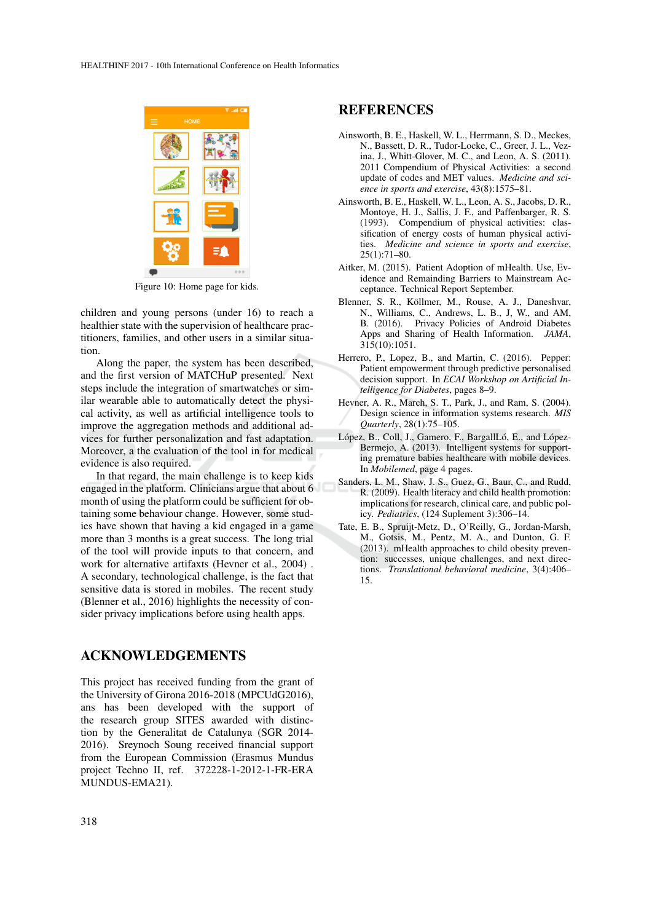Figure 10: Home page for kids.

children and young persons (under 16) to reach a healthier state with the supervision of healthcare practitioners, families, and other users in a similar situation.

Along the paper, the system has been described, and the first version of MATCHuP presented. Next steps include the integration of smartwatches or similar wearable able to automatically detect the physical activity, as well as artificial intelligence tools to improve the aggregation methods and additional advices for further personalization and fast adaptation. Moreover, a the evaluation of the tool in for medical evidence is also required.

In that regard, the main challenge is to keep kids engaged in the platform. Clinicians argue that about 6 month of using the platform could be sufficient for obtaining some behaviour change. However, some studies have shown that having a kid engaged in a game more than 3 months is a great success. The long trial of the tool will provide inputs to that concern, and work for alternative artifaxts (Hevner et al., 2004) . A secondary, technological challenge, is the fact that sensitive data is stored in mobiles. The recent study (Blenner et al., 2016) highlights the necessity of consider privacy implications before using health apps.

## ACKNOWLEDGEMENTS

This project has received funding from the grant of the University of Girona 2016-2018 (MPCUdG2016), ans has been developed with the support of the research group SITES awarded with distinction by the Generalitat de Catalunya (SGR 2014-2016). Sreynoch Soung received financial support from the European Commission (Erasmus Mundus project Techno II, ref. 372228-1-2012-1-FR-ERA MUNDUS-EMA21).

## REFERENCES

Ainsworth, B. E., Haskell, W. L., Herrmann, S. D., Meckes, N., Bassett, D. R., Tudor-Locke, C., Greer, J. L., Vezina, J., Whitt-Glover, M. C., and Leon, A. S. (2011). 2011 Compendium of Physical Activities: a second update of codes and MET values. *Medicine and science in sports and exercise*, 43(8):1575–81.

Ainsworth, B. E., Haskell, W. L., Leon, A. S., Jacobs, D. R., Montoye, H. J., Sallis, J. F., and Paffenbarger, R. S. (1993). Compendium of physical activities: classification of energy costs of human physical activities. *Medicine and science in sports and exercise*, 25(1):71–80.

Aitker, M. (2015). Patient Adoption of mHealth. Use, Evidence and Remainding Barriers to Mainstream Acceptance. Technical Report September.

Blenner, S. R., Köllmer, M., Rouse, A. J., Daneshvar, N., Williams, C., Andrews, L. B., J, W., and AM, B. (2016). Privacy Policies of Android Diabetes Apps and Sharing of Health Information. *JAMA*, 315(10):1051.

Herrero, P., Lopez, B., and Martin, C. (2016). Pepper: Patient empowerment through predictive personalised decision support. In *ECAI Workshop on Artificial Intelligence for Diabetes*, pages 8–9.

Hevner, A. R., March, S. T., Park, J., and Ram, S. (2004). Design science in information systems research. *MIS Quarterly*, 28(1):75–105.

López, B., Coll, J., Gamero, F., BargallLó, E., and López-Bermejo, A. (2013). Intelligent systems for supporting premature babies healthcare with mobile devices. In *Mobilemed*, page 4 pages.

Sanders, L. M., Shaw, J. S., Guez, G., Baur, C., and Rudd, R. (2009). Health literacy and child health promotion: implications for research, clinical care, and public policy. *Pediatrics*, (124 Suplement 3):306–14.

Tate, E. B., Spruijt-Metz, D., O'Reilly, G., Jordan-Marsh, M., Gotsis, M., Pentz, M. A., and Dunton, G. F. (2013). mHealth approaches to child obesity prevention: successes, unique challenges, and next directions. *Translational behavioral medicine*, 3(4):406–15.